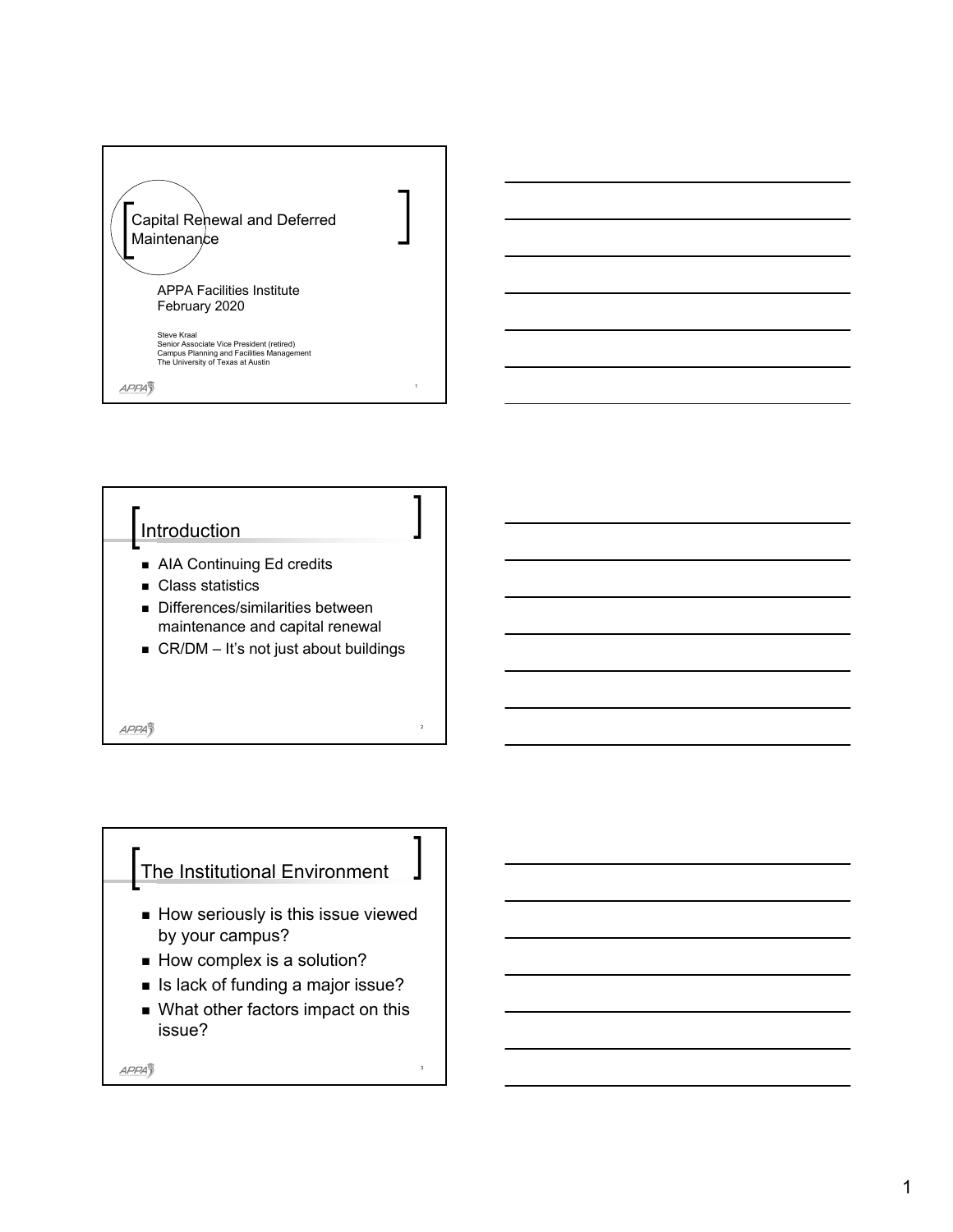# Capital Renewal and Deferred Maintenance

APPA Facilities Institute
February 2020

Steve Kraal
Senior Associate Vice President (retired)
Campus Planning and Facilities Management
The University of Texas at Austin

## Introduction

- AIA Continuing Ed credits
- Class statistics
- Differences/similarities between maintenance and capital renewal
- CR/DM – It's not just about buildings

## The Institutional Environment

- How seriously is this issue viewed by your campus?
- How complex is a solution?
- Is lack of funding a major issue?
- What other factors impact on this issue?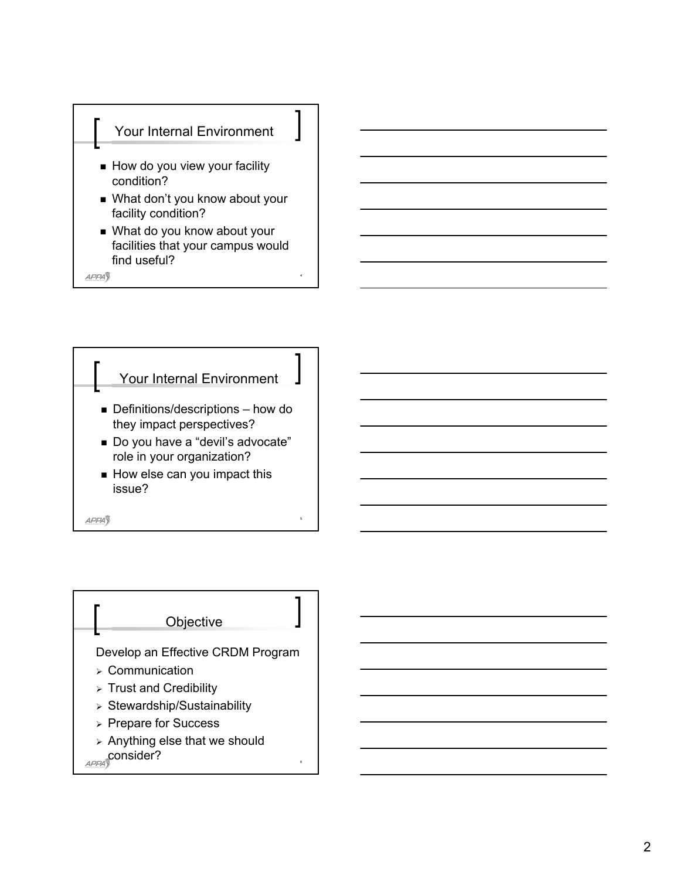## Your Internal Environment

- How do you view your facility condition?
- What don't you know about your facility condition?
- What do you know about your facilities that your campus would find useful?

## Your Internal Environment

- Definitions/descriptions – how do they impact perspectives?
- Do you have a "devil's advocate" role in your organization?
- How else can you impact this issue?

## Objective

Develop an Effective CRDM Program

- Communication
- Trust and Credibility
- Stewardship/Sustainability
- Prepare for Success
- Anything else that we should consider?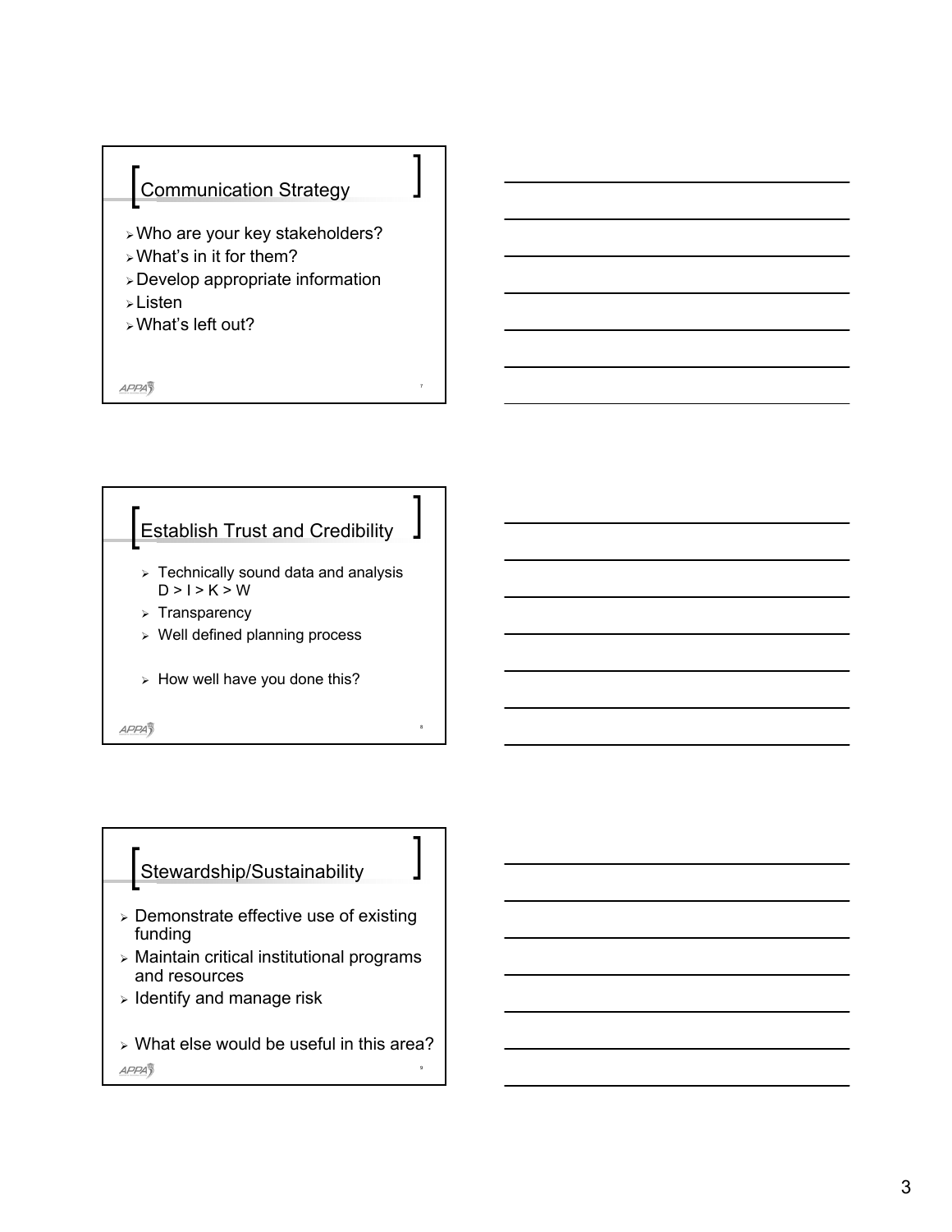## Communication Strategy

- Who are your key stakeholders?
- What's in it for them?
- Develop appropriate information
- Listen
- What's left out?

APPA

## Establish Trust and Credibility

- Technically sound data and analysis
  D > I > K > W
- Transparency
- Well defined planning process
- How well have you done this?

APPA

## Stewardship/Sustainability

- Demonstrate effective use of existing funding
- Maintain critical institutional programs and resources
- Identify and manage risk
- What else would be useful in this area?

APPA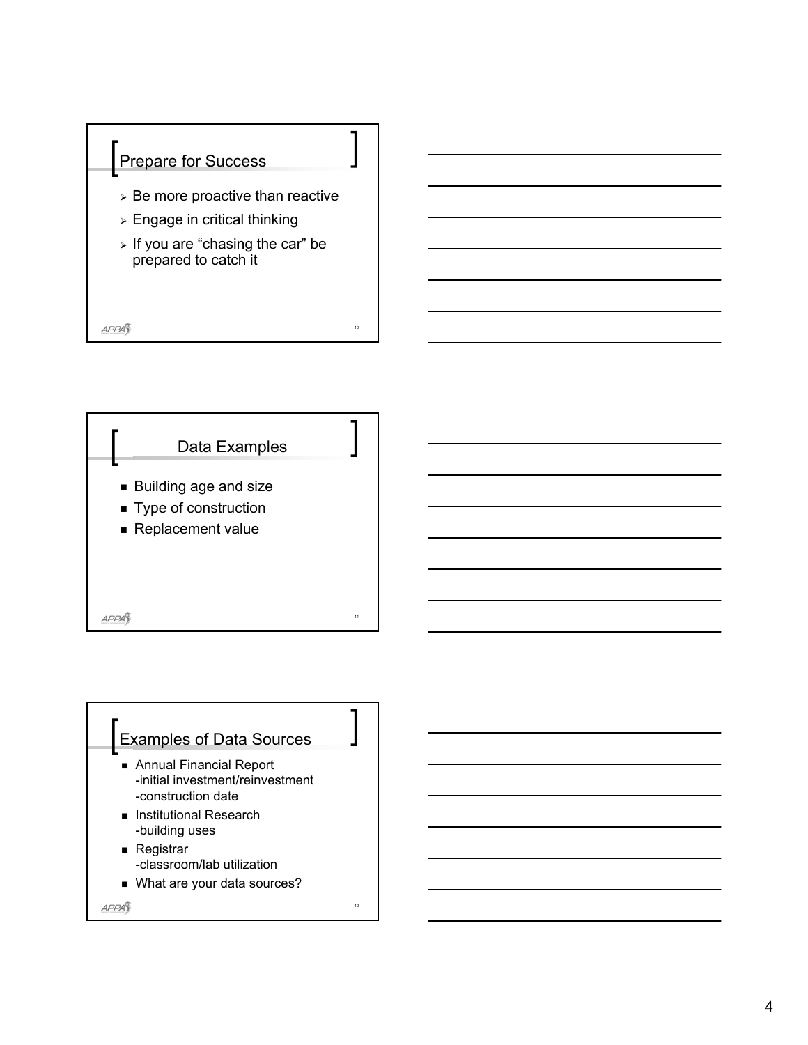## Prepare for Success

- Be more proactive than reactive
- Engage in critical thinking
- If you are “chasing the car” be prepared to catch it

## Data Examples

- Building age and size
- Type of construction
- Replacement value

## Examples of Data Sources

- Annual Financial Report
  -initial investment/reinvestment
  -construction date
- Institutional Research
  -building uses
- Registrar
  -classroom/lab utilization
- What are your data sources?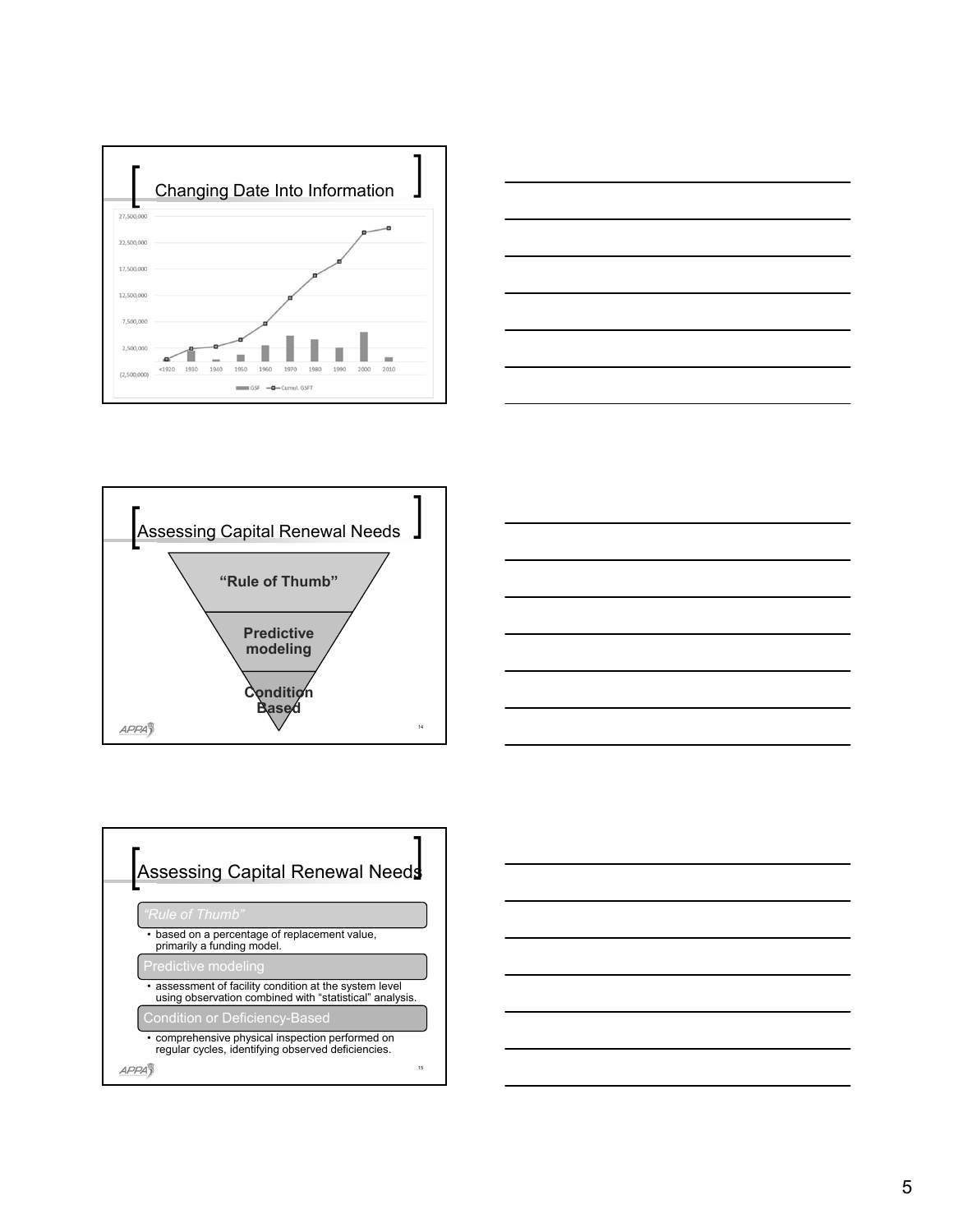## Changing Date Into Information

| | <1920 | 1930 | 1940 | 1950 | 1960 | 1970 | 1980 | 1990 | 2000 | 2010 |
|---|---|---|---|---|---|---|---|---|---|---|

Y-axis: (2,500,000), 2,500,000, 7,500,000, 12,500,000, 17,500,000, 22,500,000, 27,500,000

Legend: GSF — Cumul. GSFT

## Assessing Capital Renewal Needs

**"Rule of Thumb"**

**Predictive modeling**

**Condition Based**

## Assessing Capital Renewal Needs

*"Rule of Thumb"*
- based on a percentage of replacement value, primarily a funding model.

Predictive modeling
- assessment of facility condition at the system level using observation combined with "statistical" analysis.

Condition or Deficiency-Based
- comprehensive physical inspection performed on regular cycles, identifying observed deficiencies.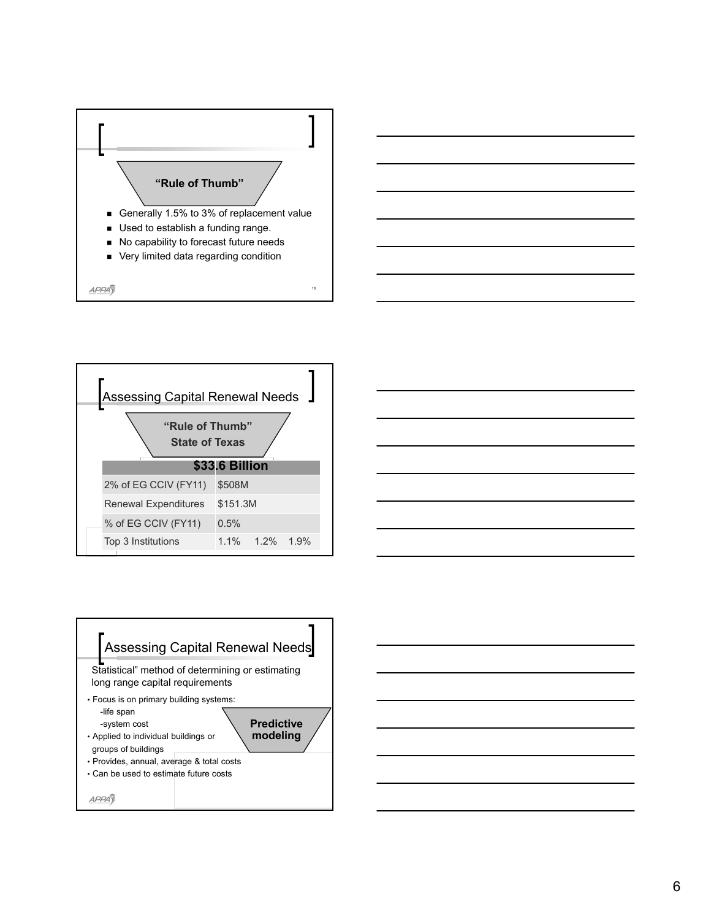## “Rule of Thumb”

- Generally 1.5% to 3% of replacement value
- Used to establish a funding range.
- No capability to forecast future needs
- Very limited data regarding condition

## Assessing Capital Renewal Needs

### “Rule of Thumb” State of Texas

| $33.6 Billion | | | |
|---|---|---|---|
| 2% of EG CCIV (FY11) | $508M | | |
| Renewal Expenditures | $151.3M | | |
| % of EG CCIV (FY11) | 0.5% | | |
| Top 3 Institutions | 1.1% | 1.2% | 1.9% |

## Assessing Capital Renewal Needs

Statistical” method of determining or estimating long range capital requirements

### Predictive modeling

- Focus is on primary building systems:
  - -life span
  - -system cost
- Applied to individual buildings or groups of buildings
- Provides, annual, average & total costs
- Can be used to estimate future costs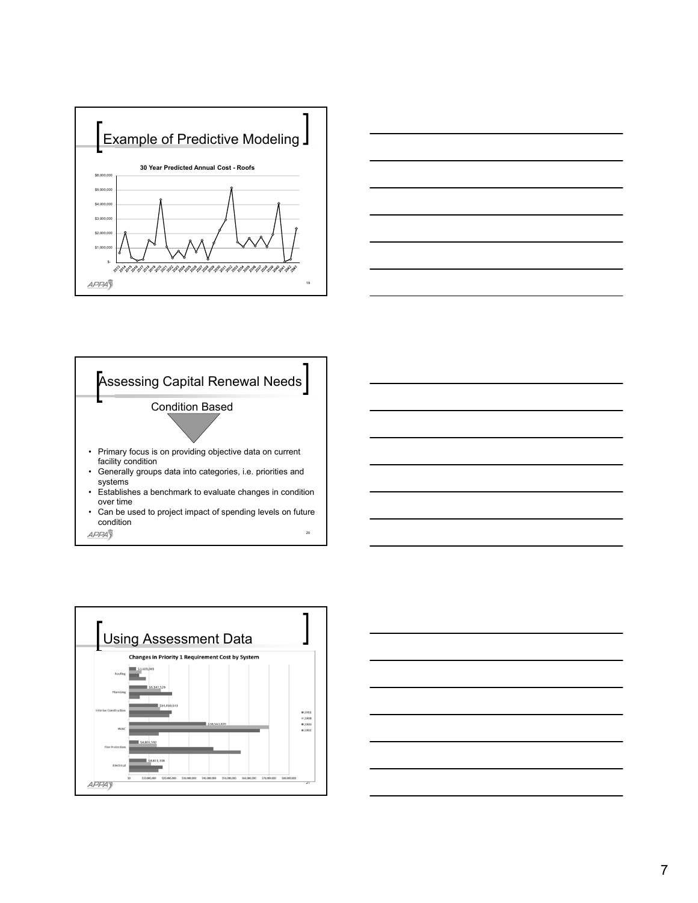## Example of Predictive Modeling

30 Year Predicted Annual Cost - Roofs

## Assessing Capital Renewal Needs

Condition Based

- Primary focus is on providing objective data on current facility condition
- Generally groups data into categories, i.e. priorities and systems
- Establishes a benchmark to evaluate changes in condition over time
- Can be used to project impact of spending levels on future condition

## Using Assessment Data

Changes in Priority 1 Requirement Cost by System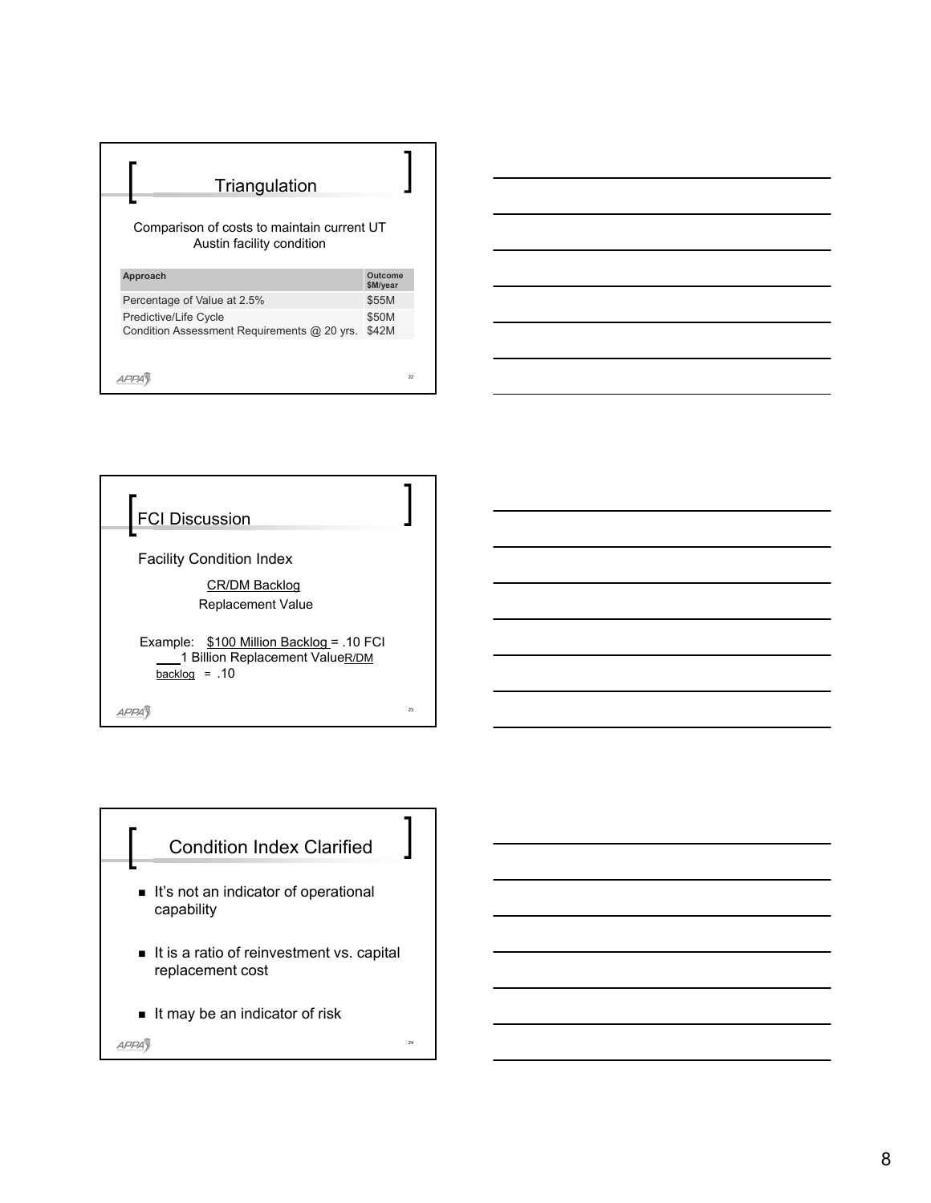## Triangulation

Comparison of costs to maintain current UT Austin facility condition

| Approach | Outcome $M/year |
| --- | --- |
| Percentage of Value at 2.5% | $55M |
| Predictive/Life Cycle | $50M |
| Condition Assessment Requirements @ 20 yrs. | $42M |

## FCI Discussion

Facility Condition Index

$$\frac{\text{CR/DM Backlog}}{\text{Replacement Value}}$$

Example: $100 Million Backlog = .10 FCI
1 Billion Replacement Value R/DM backlog = .10

## Condition Index Clarified

- It's not an indicator of operational capability
- It is a ratio of reinvestment vs. capital replacement cost
- It may be an indicator of risk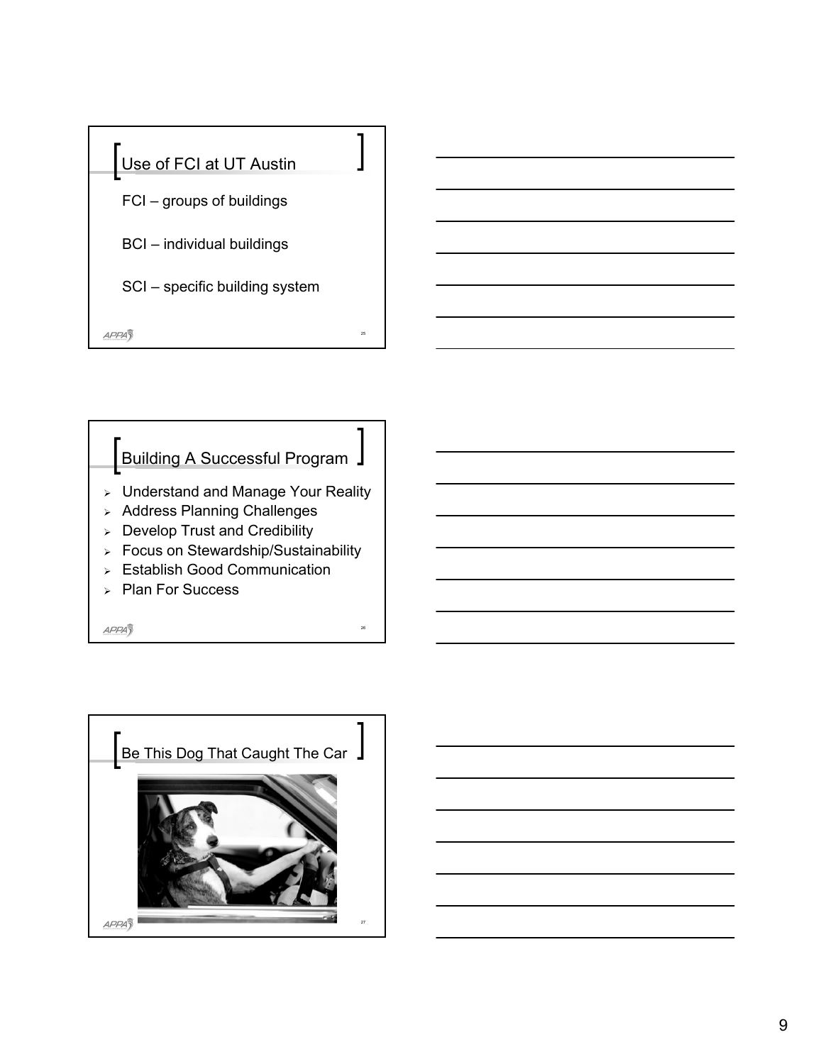## Use of FCI at UT Austin

FCI – groups of buildings

BCI – individual buildings

SCI – specific building system

## Building A Successful Program

- Understand and Manage Your Reality
- Address Planning Challenges
- Develop Trust and Credibility
- Focus on Stewardship/Sustainability
- Establish Good Communication
- Plan For Success

## Be This Dog That Caught The Car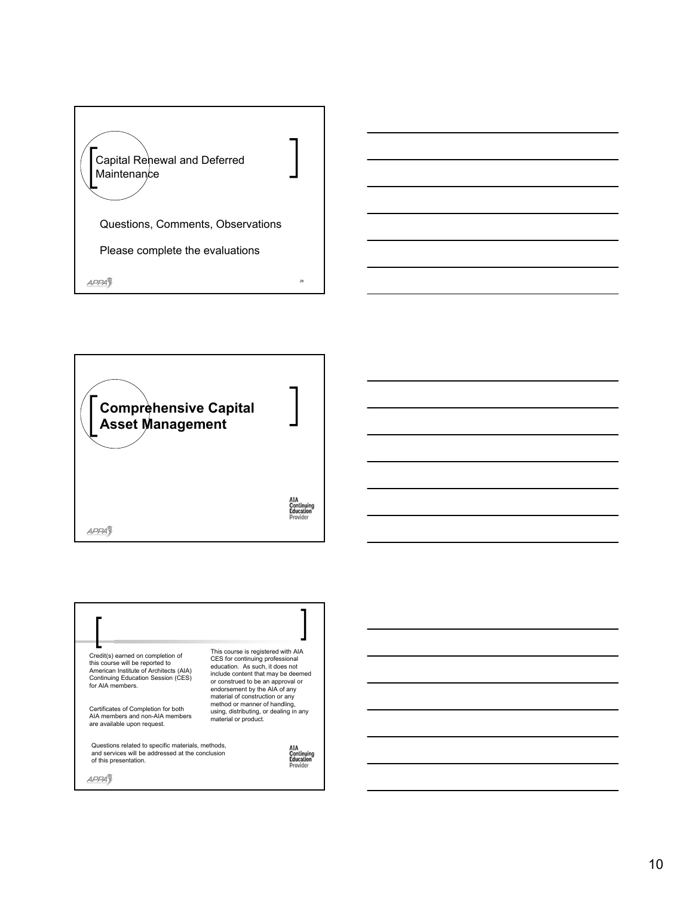## Capital Renewal and Deferred Maintenance

Questions, Comments, Observations

Please complete the evaluations

## **Comprehensive Capital Asset Management**

AIA Continuing Education Provider

Credit(s) earned on completion of this course will be reported to American Institute of Architects (AIA) Continuing Education Session (CES) for AIA members.

Certificates of Completion for both AIA members and non-AIA members are available upon request.

This course is registered with AIA CES for continuing professional education. As such, it does not include content that may be deemed or construed to be an approval or endorsement by the AIA of any material of construction or any method or manner of handling, using, distributing, or dealing in any material or product.

Questions related to specific materials, methods, and services will be addressed at the conclusion of this presentation.

AIA Continuing Education Provider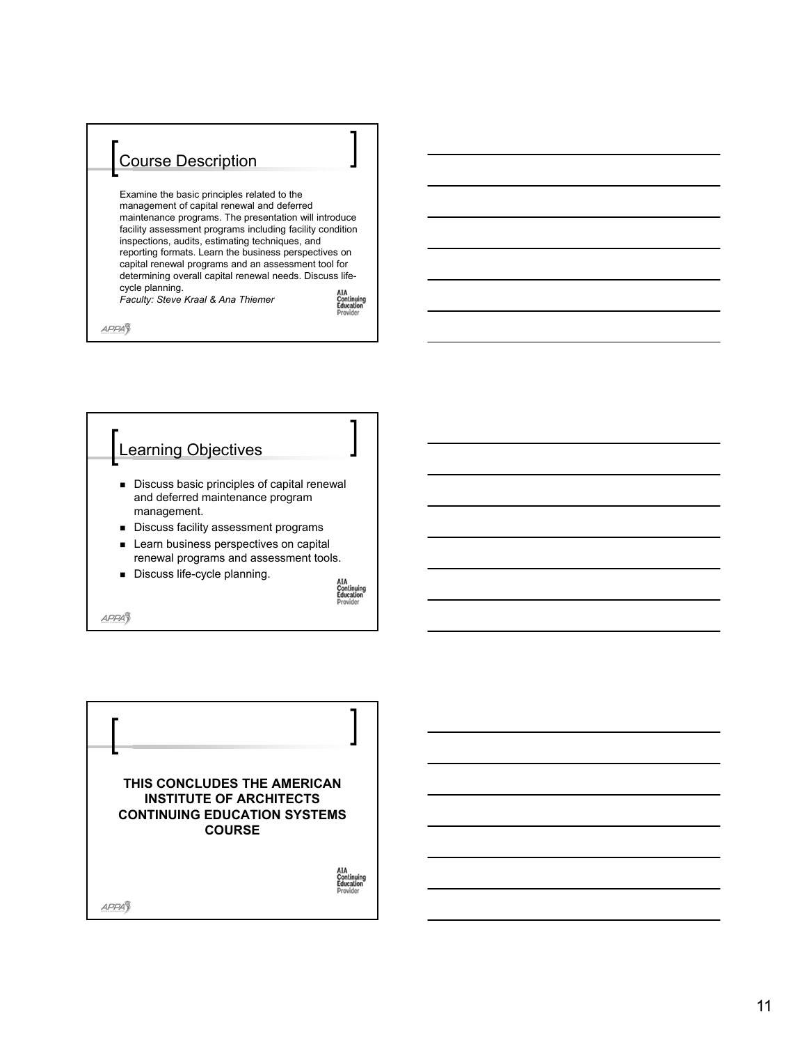## Course Description

Examine the basic principles related to the management of capital renewal and deferred maintenance programs. The presentation will introduce facility assessment programs including facility condition inspections, audits, estimating techniques, and reporting formats. Learn the business perspectives on capital renewal programs and an assessment tool for determining overall capital renewal needs. Discuss life-cycle planning.

*Faculty: Steve Kraal & Ana Thiemer*

AIA Continuing Education Provider

APPA

## Learning Objectives

- Discuss basic principles of capital renewal and deferred maintenance program management.
- Discuss facility assessment programs
- Learn business perspectives on capital renewal programs and assessment tools.
- Discuss life-cycle planning.

AIA Continuing Education Provider

APPA

**THIS CONCLUDES THE AMERICAN INSTITUTE OF ARCHITECTS CONTINUING EDUCATION SYSTEMS COURSE**

AIA Continuing Education Provider

APPA